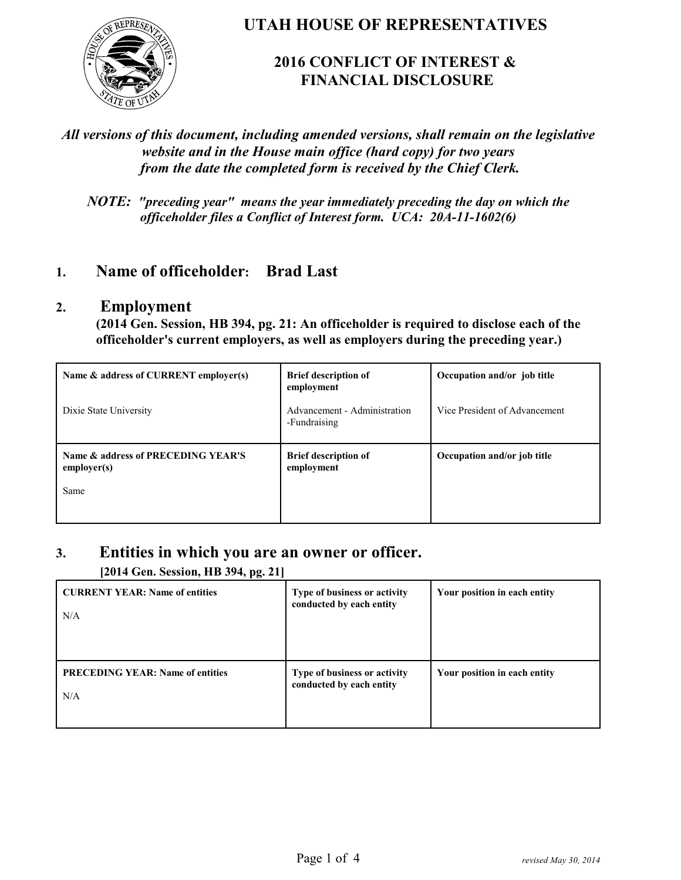# UTAH HOUSE OF REPRESENTATIVES

## 2016 CONFLICT OF INTEREST & FINANCIAL DISCLOSURE

***All versions of this document, including amended versions, shall remain on the legislative website and in the House main office (hard copy) for two years from the date the completed form is received by the Chief Clerk.***

***NOTE: "preceding year" means the year immediately preceding the day on which the officeholder files a Conflict of Interest form. UCA: 20A-11-1602(6)***

## 1. Name of officeholder: Brad Last

## 2. Employment

**(2014 Gen. Session, HB 394, pg. 21: An officeholder is required to disclose each of the officeholder's current employers, as well as employers during the preceding year.)**

| Name & address of CURRENT employer(s) | Brief description of employment | Occupation and/or job title |
|---|---|---|
| Dixie State University | Advancement - Administration -Fundraising | Vice President of Advancement |
| **Name & address of PRECEDING YEAR'S employer(s)** | **Brief description of employment** | **Occupation and/or job title** |
| Same | | |

## 3. Entities in which you are an owner or officer.

**[2014 Gen. Session, HB 394, pg. 21]**

| CURRENT YEAR: Name of entities | Type of business or activity conducted by each entity | Your position in each entity |
|---|---|---|
| N/A | | |
| **PRECEDING YEAR: Name of entities** | **Type of business or activity conducted by each entity** | **Your position in each entity** |
| N/A | | |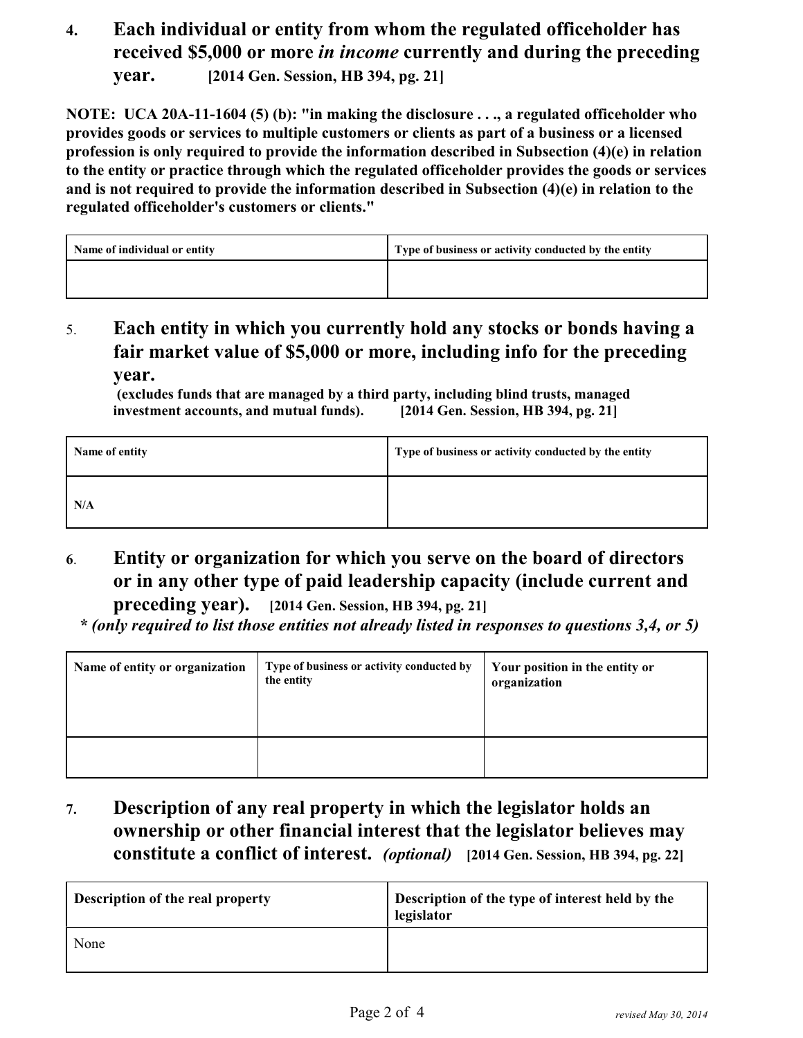**4. Each individual or entity from whom the regulated officeholder has received $5,000 or more *in income* currently and during the preceding year.** **[2014 Gen. Session, HB 394, pg. 21]**

**NOTE: UCA 20A-11-1604 (5) (b): "in making the disclosure . . ., a regulated officeholder who provides goods or services to multiple customers or clients as part of a business or a licensed profession is only required to provide the information described in Subsection (4)(e) in relation to the entity or practice through which the regulated officeholder provides the goods or services and is not required to provide the information described in Subsection (4)(e) in relation to the regulated officeholder's customers or clients."**

| Name of individual or entity | Type of business or activity conducted by the entity |
|---|---|
| | |

**5. Each entity in which you currently hold any stocks or bonds having a fair market value of $5,000 or more, including info for the preceding year.**
**(excludes funds that are managed by a third party, including blind trusts, managed investment accounts, and mutual funds).** **[2014 Gen. Session, HB 394, pg. 21]**

| Name of entity | Type of business or activity conducted by the entity |
|---|---|
| N/A | |

**6. Entity or organization for which you serve on the board of directors or in any other type of paid leadership capacity (include current and preceding year).** **[2014 Gen. Session, HB 394, pg. 21]**
***\* (only required to list those entities not already listed in responses to questions 3,4, or 5)***

| Name of entity or organization | Type of business or activity conducted by the entity | Your position in the entity or organization |
|---|---|---|
| | | |

**7. Description of any real property in which the legislator holds an ownership or other financial interest that the legislator believes may constitute a conflict of interest.** ***(optional)*** **[2014 Gen. Session, HB 394, pg. 22]**

| Description of the real property | Description of the type of interest held by the legislator |
|---|---|
| None | |

*revised May 30, 2014*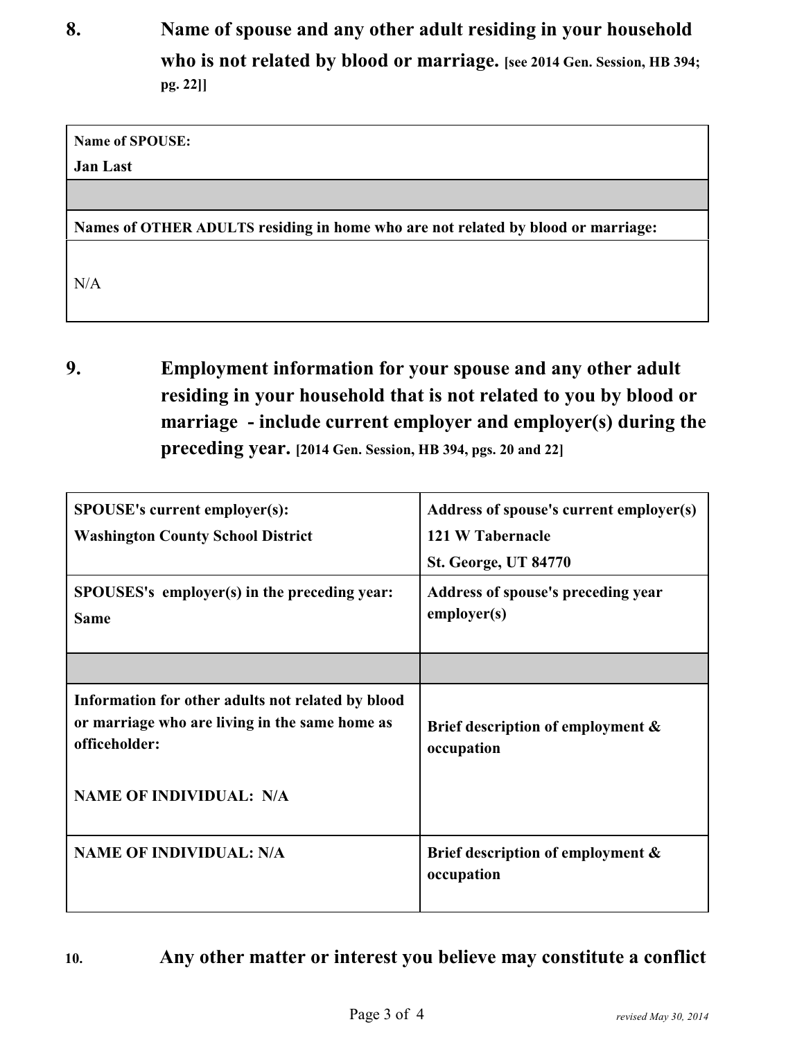**8. Name of spouse and any other adult residing in your household who is not related by blood or marriage.** **[see 2014 Gen. Session, HB 394; pg. 22]]**

| **Name of SPOUSE:** **Jan Last** |
|---|
| |
| **Names of OTHER ADULTS residing in home who are not related by blood or marriage:** |
| N/A |

**9. Employment information for your spouse and any other adult residing in your household that is not related to you by blood or marriage - include current employer and employer(s) during the preceding year.** **[2014 Gen. Session, HB 394, pgs. 20 and 22]**

| **SPOUSE's current employer(s):** **Washington County School District** | **Address of spouse's current employer(s)** **121 W Tabernacle** **St. George, UT 84770** |
|---|---|
| **SPOUSES's employer(s) in the preceding year:** **Same** | **Address of spouse's preceding year employer(s)** |
| | |
| **Information for other adults not related by blood or marriage who are living in the same home as officeholder:** **NAME OF INDIVIDUAL: N/A** | **Brief description of employment & occupation** |
| **NAME OF INDIVIDUAL: N/A** | **Brief description of employment & occupation** |

**10. Any other matter or interest you believe may constitute a conflict**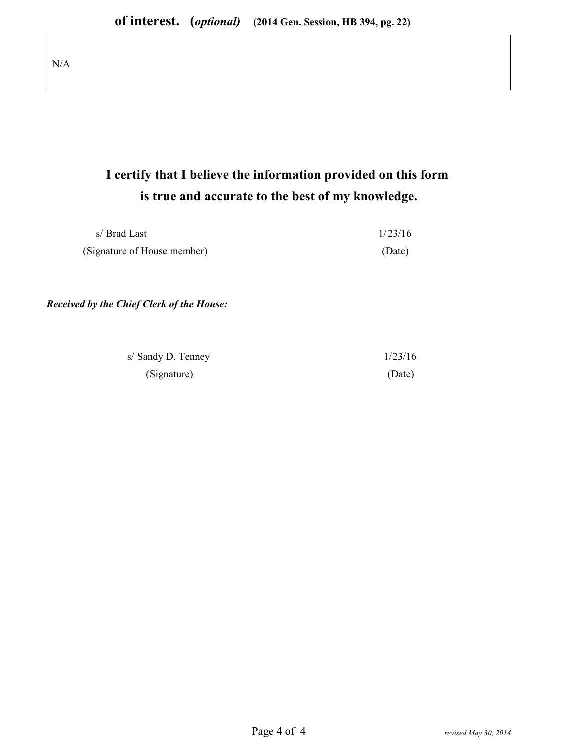**of interest. (*optional*) (2014 Gen. Session, HB 394, pg. 22)**

| |
|---|
| N/A |

**I certify that I believe the information provided on this form is true and accurate to the best of my knowledge.**

| | |
|---|---|
| s/ Brad Last | 1/23/16 |
| (Signature of House member) | (Date) |

***Received by the Chief Clerk of the House:***

| | |
|---|---|
| s/ Sandy D. Tenney | 1/23/16 |
| (Signature) | (Date) |

*revised May 30, 2014*